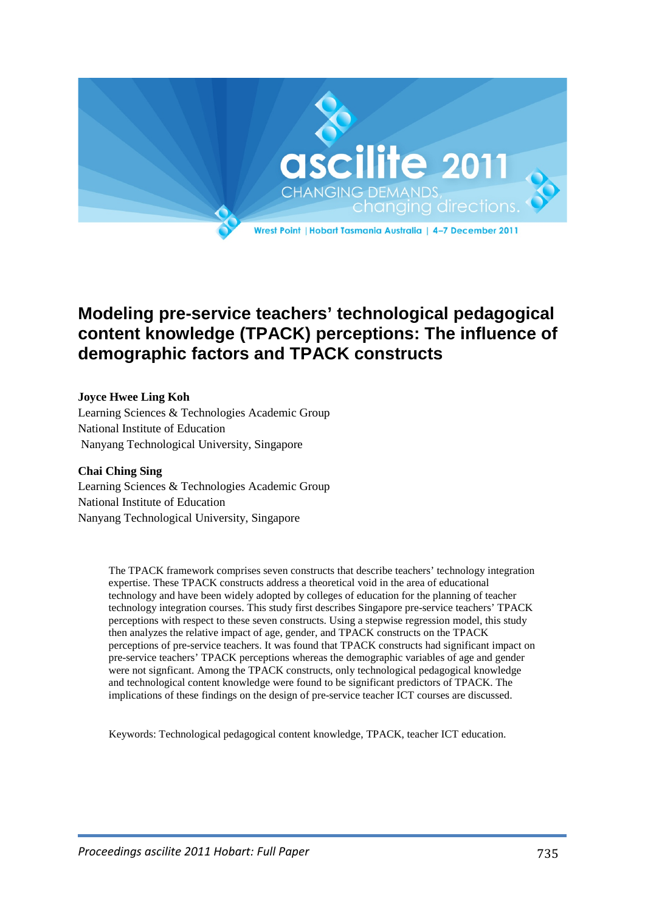# Modeling pre-service teachers' technological pedagogical content knowledge (TPACK) perceptions: The influence of demographic factors and TPACK constructs

**Joyce Hwee Ling Koh**
Learning Sciences & Technologies Academic Group
National Institute of Education
Nanyang Technological University, Singapore

**Chai Ching Sing**
Learning Sciences & Technologies Academic Group
National Institute of Education
Nanyang Technological University, Singapore

The TPACK framework comprises seven constructs that describe teachers' technology integration expertise. These TPACK constructs address a theoretical void in the area of educational technology and have been widely adopted by colleges of education for the planning of teacher technology integration courses. This study first describes Singapore pre-service teachers' TPACK perceptions with respect to these seven constructs. Using a stepwise regression model, this study then analyzes the relative impact of age, gender, and TPACK constructs on the TPACK perceptions of pre-service teachers. It was found that TPACK constructs had significant impact on pre-service teachers' TPACK perceptions whereas the demographic variables of age and gender were not signficant. Among the TPACK constructs, only technological pedagogical knowledge and technological content knowledge were found to be significant predictors of TPACK. The implications of these findings on the design of pre-service teacher ICT courses are discussed.

Keywords: Technological pedagogical content knowledge, TPACK, teacher ICT education.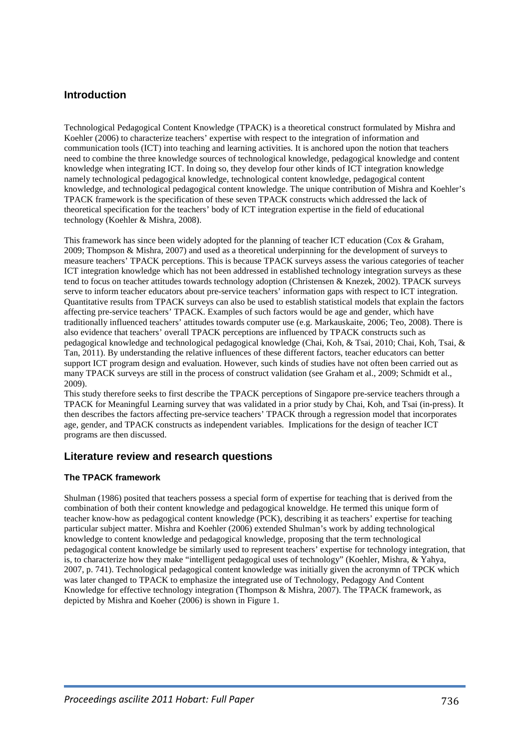## Introduction

Technological Pedagogical Content Knowledge (TPACK) is a theoretical construct formulated by Mishra and Koehler (2006) to characterize teachers' expertise with respect to the integration of information and communication tools (ICT) into teaching and learning activities. It is anchored upon the notion that teachers need to combine the three knowledge sources of technological knowledge, pedagogical knowledge and content knowledge when integrating ICT. In doing so, they develop four other kinds of ICT integration knowledge namely technological pedagogical knowledge, technological content knowledge, pedagogical content knowledge, and technological pedagogical content knowledge. The unique contribution of Mishra and Koehler's TPACK framework is the specification of these seven TPACK constructs which addressed the lack of theoretical specification for the teachers' body of ICT integration expertise in the field of educational technology (Koehler & Mishra, 2008).

This framework has since been widely adopted for the planning of teacher ICT education (Cox & Graham, 2009; Thompson & Mishra, 2007) and used as a theoretical underpinning for the development of surveys to measure teachers' TPACK perceptions. This is because TPACK surveys assess the various categories of teacher ICT integration knowledge which has not been addressed in established technology integration surveys as these tend to focus on teacher attitudes towards technology adoption (Christensen & Knezek, 2002). TPACK surveys serve to inform teacher educators about pre-service teachers' information gaps with respect to ICT integration. Quantitative results from TPACK surveys can also be used to establish statistical models that explain the factors affecting pre-service teachers' TPACK. Examples of such factors would be age and gender, which have traditionally influenced teachers' attitudes towards computer use (e.g. Markauskaite, 2006; Teo, 2008). There is also evidence that teachers' overall TPACK perceptions are influenced by TPACK constructs such as pedagogical knowledge and technological pedagogical knowledge (Chai, Koh, & Tsai, 2010; Chai, Koh, Tsai, & Tan, 2011). By understanding the relative influences of these different factors, teacher educators can better support ICT program design and evaluation. However, such kinds of studies have not often been carried out as many TPACK surveys are still in the process of construct validation (see Graham et al., 2009; Schmidt et al., 2009).

This study therefore seeks to first describe the TPACK perceptions of Singapore pre-service teachers through a TPACK for Meaningful Learning survey that was validated in a prior study by Chai, Koh, and Tsai (in-press). It then describes the factors affecting pre-service teachers' TPACK through a regression model that incorporates age, gender, and TPACK constructs as independent variables. Implications for the design of teacher ICT programs are then discussed.

## Literature review and research questions

### The TPACK framework

Shulman (1986) posited that teachers possess a special form of expertise for teaching that is derived from the combination of both their content knowledge and pedagogical knoweldge. He termed this unique form of teacher know-how as pedagogical content knowledge (PCK), describing it as teachers' expertise for teaching particular subject matter. Mishra and Koehler (2006) extended Shulman's work by adding technological knowledge to content knowledge and pedagogical knowledge, proposing that the term technological pedagogical content knowledge be similarly used to represent teachers' expertise for technology integration, that is, to characterize how they make "intelligent pedagogical uses of technology" (Koehler, Mishra, & Yahya, 2007, p. 741). Technological pedagogical content knowledge was initially given the acronymn of TPCK which was later changed to TPACK to emphasize the integrated use of Technology, Pedagogy And Content Knowledge for effective technology integration (Thompson & Mishra, 2007). The TPACK framework, as depicted by Mishra and Koeher (2006) is shown in Figure 1.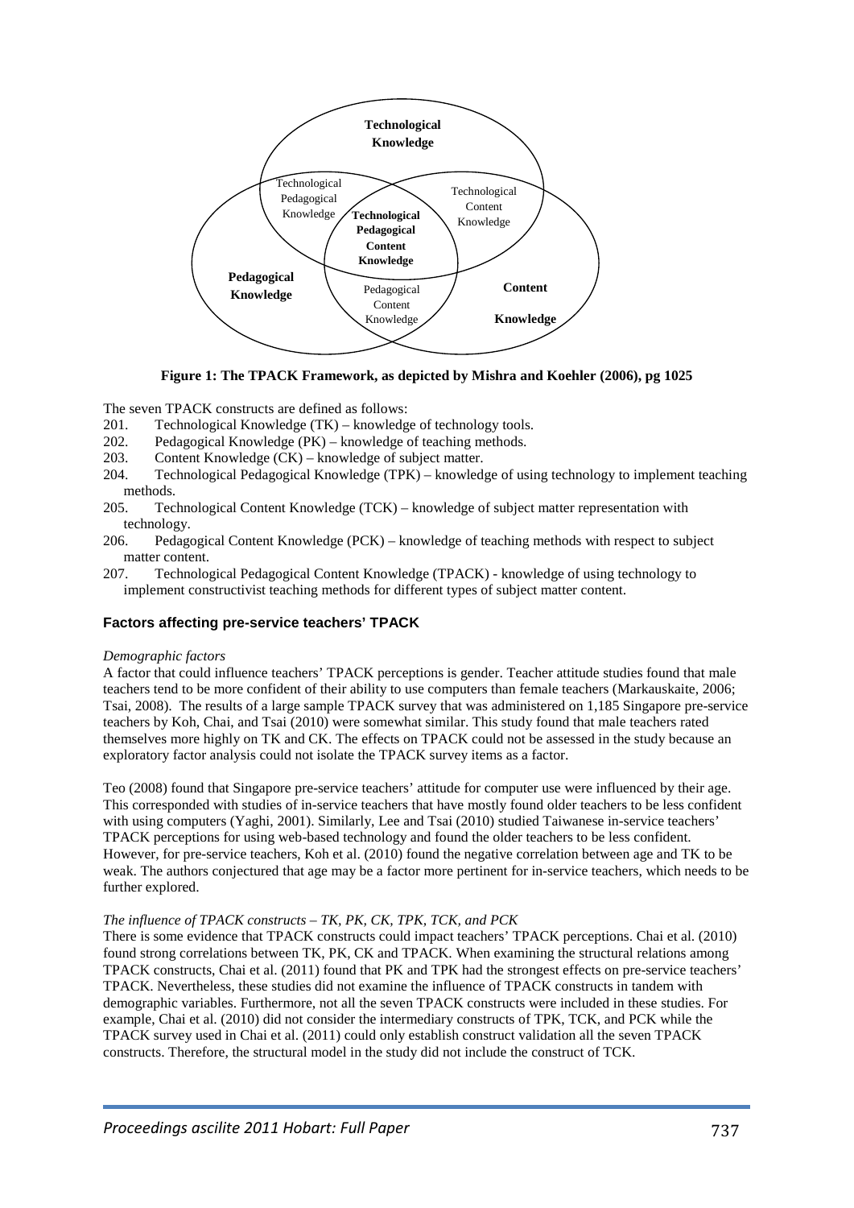**Figure 1: The TPACK Framework, as depicted by Mishra and Koehler (2006), pg 1025**

The seven TPACK constructs are defined as follows:

201. Technological Knowledge (TK) – knowledge of technology tools.
202. Pedagogical Knowledge (PK) – knowledge of teaching methods.
203. Content Knowledge (CK) – knowledge of subject matter.
204. Technological Pedagogical Knowledge (TPK) – knowledge of using technology to implement teaching methods.
205. Technological Content Knowledge (TCK) – knowledge of subject matter representation with technology.
206. Pedagogical Content Knowledge (PCK) – knowledge of teaching methods with respect to subject matter content.
207. Technological Pedagogical Content Knowledge (TPACK) - knowledge of using technology to implement constructivist teaching methods for different types of subject matter content.

## Factors affecting pre-service teachers' TPACK

*Demographic factors*

A factor that could influence teachers' TPACK perceptions is gender. Teacher attitude studies found that male teachers tend to be more confident of their ability to use computers than female teachers (Markauskaite, 2006; Tsai, 2008). The results of a large sample TPACK survey that was administered on 1,185 Singapore pre-service teachers by Koh, Chai, and Tsai (2010) were somewhat similar. This study found that male teachers rated themselves more highly on TK and CK. The effects on TPACK could not be assessed in the study because an exploratory factor analysis could not isolate the TPACK survey items as a factor.

Teo (2008) found that Singapore pre-service teachers' attitude for computer use were influenced by their age. This corresponded with studies of in-service teachers that have mostly found older teachers to be less confident with using computers (Yaghi, 2001). Similarly, Lee and Tsai (2010) studied Taiwanese in-service teachers' TPACK perceptions for using web-based technology and found the older teachers to be less confident. However, for pre-service teachers, Koh et al. (2010) found the negative correlation between age and TK to be weak. The authors conjectured that age may be a factor more pertinent for in-service teachers, which needs to be further explored.

*The influence of TPACK constructs – TK, PK, CK, TPK, TCK, and PCK*

There is some evidence that TPACK constructs could impact teachers' TPACK perceptions. Chai et al. (2010) found strong correlations between TK, PK, CK and TPACK. When examining the structural relations among TPACK constructs, Chai et al. (2011) found that PK and TPK had the strongest effects on pre-service teachers' TPACK. Nevertheless, these studies did not examine the influence of TPACK constructs in tandem with demographic variables. Furthermore, not all the seven TPACK constructs were included in these studies. For example, Chai et al. (2010) did not consider the intermediary constructs of TPK, TCK, and PCK while the TPACK survey used in Chai et al. (2011) could only establish construct validation all the seven TPACK constructs. Therefore, the structural model in the study did not include the construct of TCK.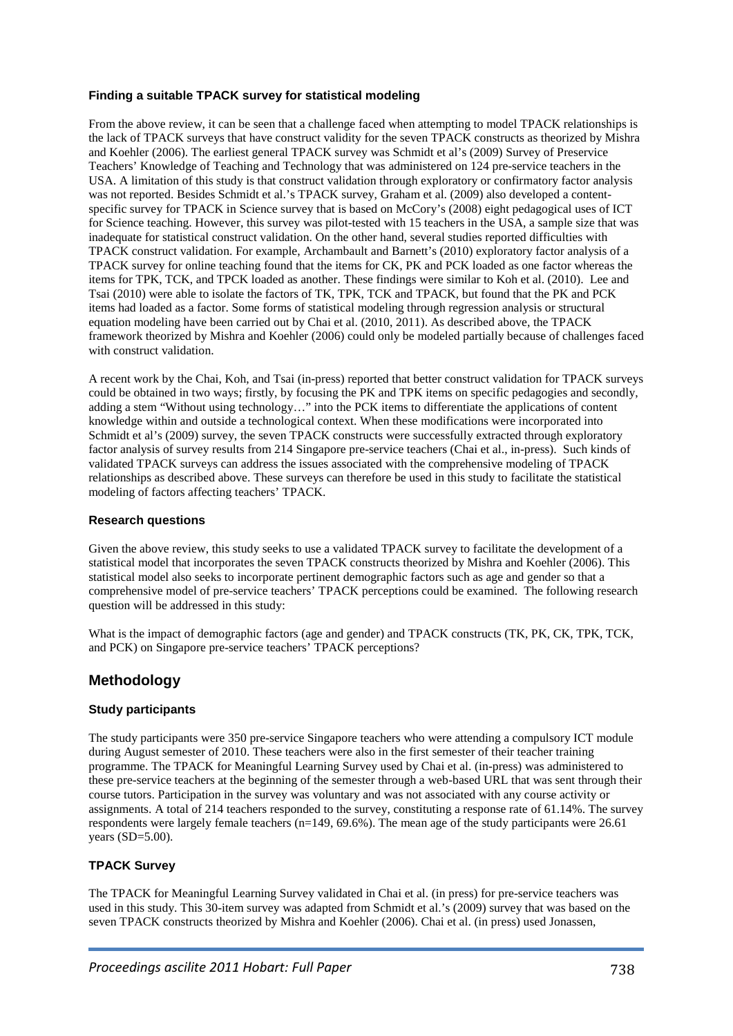### Finding a suitable TPACK survey for statistical modeling

From the above review, it can be seen that a challenge faced when attempting to model TPACK relationships is the lack of TPACK surveys that have construct validity for the seven TPACK constructs as theorized by Mishra and Koehler (2006). The earliest general TPACK survey was Schmidt et al's (2009) Survey of Preservice Teachers' Knowledge of Teaching and Technology that was administered on 124 pre-service teachers in the USA. A limitation of this study is that construct validation through exploratory or confirmatory factor analysis was not reported. Besides Schmidt et al.'s TPACK survey, Graham et al. (2009) also developed a content-specific survey for TPACK in Science survey that is based on McCory's (2008) eight pedagogical uses of ICT for Science teaching. However, this survey was pilot-tested with 15 teachers in the USA, a sample size that was inadequate for statistical construct validation. On the other hand, several studies reported difficulties with TPACK construct validation. For example, Archambault and Barnett's (2010) exploratory factor analysis of a TPACK survey for online teaching found that the items for CK, PK and PCK loaded as one factor whereas the items for TPK, TCK, and TPCK loaded as another. These findings were similar to Koh et al. (2010). Lee and Tsai (2010) were able to isolate the factors of TK, TPK, TCK and TPACK, but found that the PK and PCK items had loaded as a factor. Some forms of statistical modeling through regression analysis or structural equation modeling have been carried out by Chai et al. (2010, 2011). As described above, the TPACK framework theorized by Mishra and Koehler (2006) could only be modeled partially because of challenges faced with construct validation.

A recent work by the Chai, Koh, and Tsai (in-press) reported that better construct validation for TPACK surveys could be obtained in two ways; firstly, by focusing the PK and TPK items on specific pedagogies and secondly, adding a stem "Without using technology…" into the PCK items to differentiate the applications of content knowledge within and outside a technological context. When these modifications were incorporated into Schmidt et al's (2009) survey, the seven TPACK constructs were successfully extracted through exploratory factor analysis of survey results from 214 Singapore pre-service teachers (Chai et al., in-press). Such kinds of validated TPACK surveys can address the issues associated with the comprehensive modeling of TPACK relationships as described above. These surveys can therefore be used in this study to facilitate the statistical modeling of factors affecting teachers' TPACK.

### Research questions

Given the above review, this study seeks to use a validated TPACK survey to facilitate the development of a statistical model that incorporates the seven TPACK constructs theorized by Mishra and Koehler (2006). This statistical model also seeks to incorporate pertinent demographic factors such as age and gender so that a comprehensive model of pre-service teachers' TPACK perceptions could be examined. The following research question will be addressed in this study:

What is the impact of demographic factors (age and gender) and TPACK constructs (TK, PK, CK, TPK, TCK, and PCK) on Singapore pre-service teachers' TPACK perceptions?

## Methodology

### Study participants

The study participants were 350 pre-service Singapore teachers who were attending a compulsory ICT module during August semester of 2010. These teachers were also in the first semester of their teacher training programme. The TPACK for Meaningful Learning Survey used by Chai et al. (in-press) was administered to these pre-service teachers at the beginning of the semester through a web-based URL that was sent through their course tutors. Participation in the survey was voluntary and was not associated with any course activity or assignments. A total of 214 teachers responded to the survey, constituting a response rate of 61.14%. The survey respondents were largely female teachers (n=149, 69.6%). The mean age of the study participants were 26.61 years (SD=5.00).

### TPACK Survey

The TPACK for Meaningful Learning Survey validated in Chai et al. (in press) for pre-service teachers was used in this study. This 30-item survey was adapted from Schmidt et al.'s (2009) survey that was based on the seven TPACK constructs theorized by Mishra and Koehler (2006). Chai et al. (in press) used Jonassen,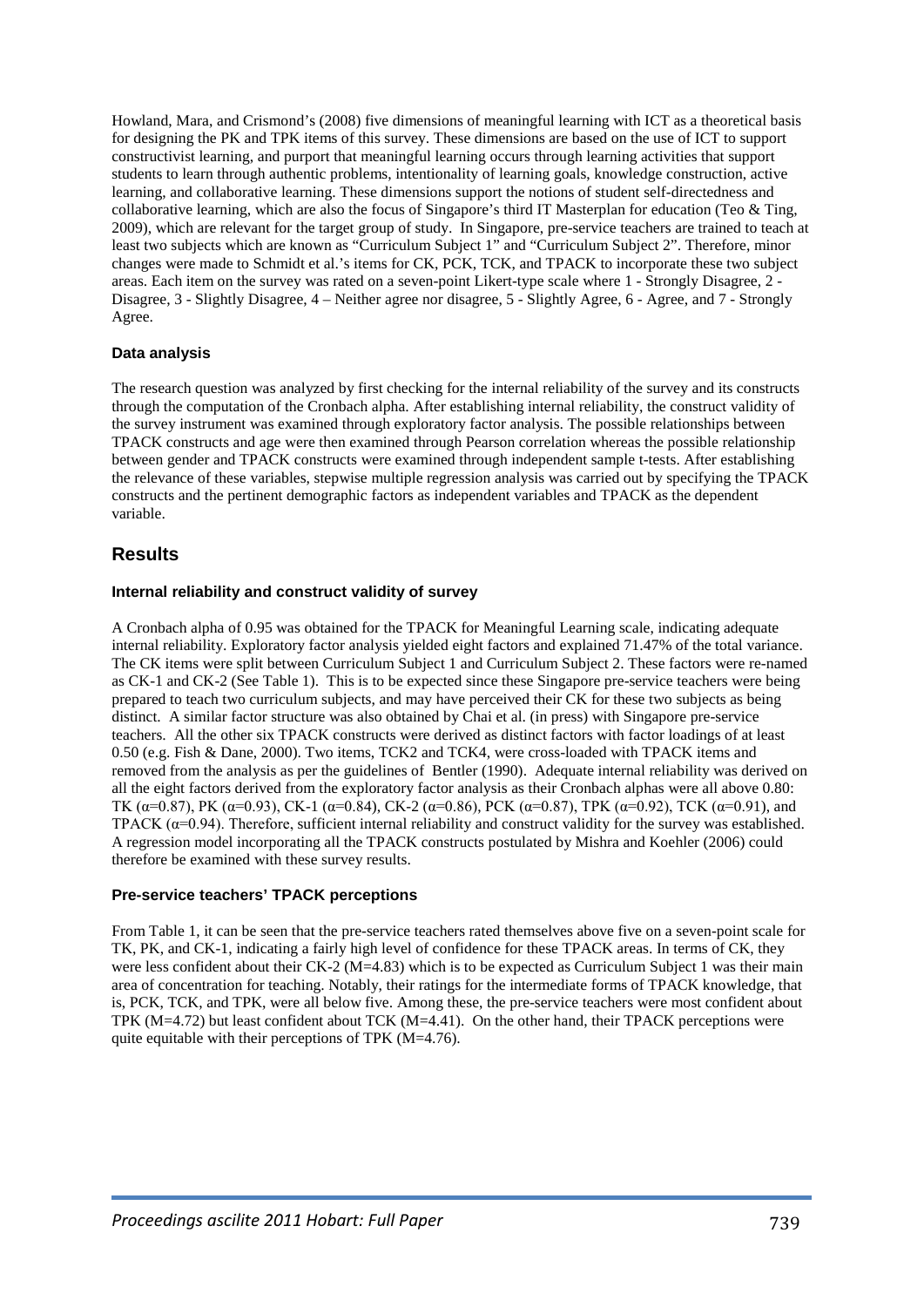Howland, Mara, and Crismond's (2008) five dimensions of meaningful learning with ICT as a theoretical basis for designing the PK and TPK items of this survey. These dimensions are based on the use of ICT to support constructivist learning, and purport that meaningful learning occurs through learning activities that support students to learn through authentic problems, intentionality of learning goals, knowledge construction, active learning, and collaborative learning. These dimensions support the notions of student self-directedness and collaborative learning, which are also the focus of Singapore's third IT Masterplan for education (Teo & Ting, 2009), which are relevant for the target group of study. In Singapore, pre-service teachers are trained to teach at least two subjects which are known as "Curriculum Subject 1" and "Curriculum Subject 2". Therefore, minor changes were made to Schmidt et al.'s items for CK, PCK, TCK, and TPACK to incorporate these two subject areas. Each item on the survey was rated on a seven-point Likert-type scale where 1 - Strongly Disagree, 2 - Disagree, 3 - Slightly Disagree, 4 – Neither agree nor disagree, 5 - Slightly Agree, 6 - Agree, and 7 - Strongly Agree.

### Data analysis

The research question was analyzed by first checking for the internal reliability of the survey and its constructs through the computation of the Cronbach alpha. After establishing internal reliability, the construct validity of the survey instrument was examined through exploratory factor analysis. The possible relationships between TPACK constructs and age were then examined through Pearson correlation whereas the possible relationship between gender and TPACK constructs were examined through independent sample t-tests. After establishing the relevance of these variables, stepwise multiple regression analysis was carried out by specifying the TPACK constructs and the pertinent demographic factors as independent variables and TPACK as the dependent variable.

## Results

### Internal reliability and construct validity of survey

A Cronbach alpha of 0.95 was obtained for the TPACK for Meaningful Learning scale, indicating adequate internal reliability. Exploratory factor analysis yielded eight factors and explained 71.47% of the total variance. The CK items were split between Curriculum Subject 1 and Curriculum Subject 2. These factors were re-named as CK-1 and CK-2 (See Table 1). This is to be expected since these Singapore pre-service teachers were being prepared to teach two curriculum subjects, and may have perceived their CK for these two subjects as being distinct. A similar factor structure was also obtained by Chai et al. (in press) with Singapore pre-service teachers. All the other six TPACK constructs were derived as distinct factors with factor loadings of at least 0.50 (e.g. Fish & Dane, 2000). Two items, TCK2 and TCK4, were cross-loaded with TPACK items and removed from the analysis as per the guidelines of Bentler (1990). Adequate internal reliability was derived on all the eight factors derived from the exploratory factor analysis as their Cronbach alphas were all above 0.80: TK ($\alpha$=0.87), PK ($\alpha$=0.93), CK-1 ($\alpha$=0.84), CK-2 ($\alpha$=0.86), PCK ($\alpha$=0.87), TPK ($\alpha$=0.92), TCK ($\alpha$=0.91), and TPACK ($\alpha$=0.94). Therefore, sufficient internal reliability and construct validity for the survey was established. A regression model incorporating all the TPACK constructs postulated by Mishra and Koehler (2006) could therefore be examined with these survey results.

### Pre-service teachers' TPACK perceptions

From Table 1, it can be seen that the pre-service teachers rated themselves above five on a seven-point scale for TK, PK, and CK-1, indicating a fairly high level of confidence for these TPACK areas. In terms of CK, they were less confident about their CK-2 (M=4.83) which is to be expected as Curriculum Subject 1 was their main area of concentration for teaching. Notably, their ratings for the intermediate forms of TPACK knowledge, that is, PCK, TCK, and TPK, were all below five. Among these, the pre-service teachers were most confident about TPK (M=4.72) but least confident about TCK (M=4.41). On the other hand, their TPACK perceptions were quite equitable with their perceptions of TPK (M=4.76).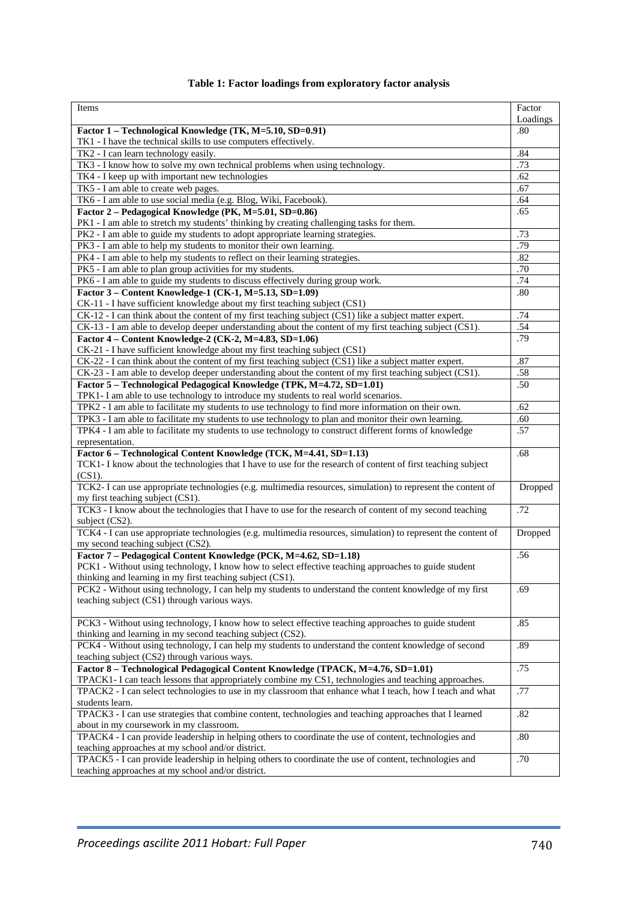**Table 1: Factor loadings from exploratory factor analysis**

| Items | Factor Loadings |
|---|---|
| **Factor 1 – Technological Knowledge (TK, M=5.10, SD=0.91)** TK1 - I have the technical skills to use computers effectively. | .80 |
| TK2 - I can learn technology easily. | .84 |
| TK3 - I know how to solve my own technical problems when using technology. | .73 |
| TK4 - I keep up with important new technologies | .62 |
| TK5 - I am able to create web pages. | .67 |
| TK6 - I am able to use social media (e.g. Blog, Wiki, Facebook). | .64 |
| **Factor 2 – Pedagogical Knowledge (PK, M=5.01, SD=0.86)** PK1 - I am able to stretch my students' thinking by creating challenging tasks for them. | .65 |
| PK2 - I am able to guide my students to adopt appropriate learning strategies. | .73 |
| PK3 - I am able to help my students to monitor their own learning. | .79 |
| PK4 - I am able to help my students to reflect on their learning strategies. | .82 |
| PK5 - I am able to plan group activities for my students. | .70 |
| PK6 - I am able to guide my students to discuss effectively during group work. | .74 |
| **Factor 3 – Content Knowledge-1 (CK-1, M=5.13, SD=1.09)** CK-11 - I have sufficient knowledge about my first teaching subject (CS1) | .80 |
| CK-12 - I can think about the content of my first teaching subject (CS1) like a subject matter expert. | .74 |
| CK-13 - I am able to develop deeper understanding about the content of my first teaching subject (CS1). | .54 |
| **Factor 4 – Content Knowledge-2 (CK-2, M=4.83, SD=1.06)** CK-21 - I have sufficient knowledge about my first teaching subject (CS1) | .79 |
| CK-22 - I can think about the content of my first teaching subject (CS1) like a subject matter expert. | .87 |
| CK-23 - I am able to develop deeper understanding about the content of my first teaching subject (CS1). | .58 |
| **Factor 5 – Technological Pedagogical Knowledge (TPK, M=4.72, SD=1.01)** TPK1- I am able to use technology to introduce my students to real world scenarios. | .50 |
| TPK2 - I am able to facilitate my students to use technology to find more information on their own. | .62 |
| TPK3 - I am able to facilitate my students to use technology to plan and monitor their own learning. | .60 |
| TPK4 - I am able to facilitate my students to use technology to construct different forms of knowledge representation. | .57 |
| **Factor 6 – Technological Content Knowledge (TCK, M=4.41, SD=1.13)** TCK1- I know about the technologies that I have to use for the research of content of first teaching subject (CS1). | .68 |
| TCK2- I can use appropriate technologies (e.g. multimedia resources, simulation) to represent the content of my first teaching subject (CS1). | Dropped |
| TCK3 - I know about the technologies that I have to use for the research of content of my second teaching subject (CS2). | .72 |
| TCK4 - I can use appropriate technologies (e.g. multimedia resources, simulation) to represent the content of my second teaching subject (CS2). | Dropped |
| **Factor 7 – Pedagogical Content Knowledge (PCK, M=4.62, SD=1.18)** PCK1 - Without using technology, I know how to select effective teaching approaches to guide student thinking and learning in my first teaching subject (CS1). | .56 |
| PCK2 - Without using technology, I can help my students to understand the content knowledge of my first teaching subject (CS1) through various ways. | .69 |
| PCK3 - Without using technology, I know how to select effective teaching approaches to guide student thinking and learning in my second teaching subject (CS2). | .85 |
| PCK4 - Without using technology, I can help my students to understand the content knowledge of second teaching subject (CS2) through various ways. | .89 |
| **Factor 8 – Technological Pedagogical Content Knowledge (TPACK, M=4.76, SD=1.01)** TPACK1- I can teach lessons that appropriately combine my CS1, technologies and teaching approaches. | .75 |
| TPACK2 - I can select technologies to use in my classroom that enhance what I teach, how I teach and what students learn. | .77 |
| TPACK3 - I can use strategies that combine content, technologies and teaching approaches that I learned about in my coursework in my classroom. | .82 |
| TPACK4 - I can provide leadership in helping others to coordinate the use of content, technologies and teaching approaches at my school and/or district. | .80 |
| TPACK5 - I can provide leadership in helping others to coordinate the use of content, technologies and teaching approaches at my school and/or district. | .70 |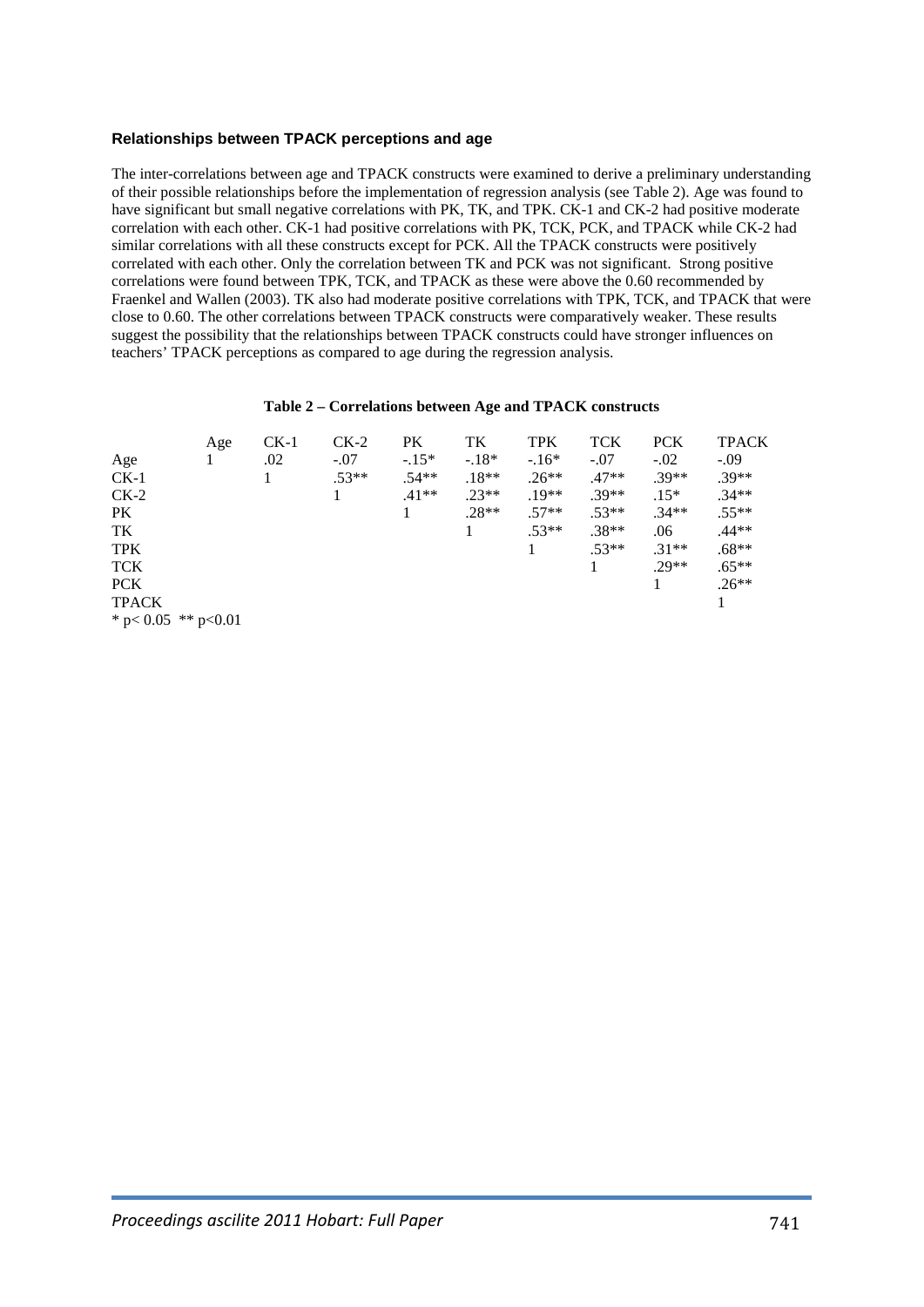### Relationships between TPACK perceptions and age

The inter-correlations between age and TPACK constructs were examined to derive a preliminary understanding of their possible relationships before the implementation of regression analysis (see Table 2). Age was found to have significant but small negative correlations with PK, TK, and TPK. CK-1 and CK-2 had positive moderate correlation with each other. CK-1 had positive correlations with PK, TCK, PCK, and TPACK while CK-2 had similar correlations with all these constructs except for PCK. All the TPACK constructs were positively correlated with each other. Only the correlation between TK and PCK was not significant. Strong positive correlations were found between TPK, TCK, and TPACK as these were above the 0.60 recommended by Fraenkel and Wallen (2003). TK also had moderate positive correlations with TPK, TCK, and TPACK that were close to 0.60. The other correlations between TPACK constructs were comparatively weaker. These results suggest the possibility that the relationships between TPACK constructs could have stronger influences on teachers' TPACK perceptions as compared to age during the regression analysis.

**Table 2 – Correlations between Age and TPACK constructs**

| | Age | CK-1 | CK-2 | PK | TK | TPK | TCK | PCK | TPACK |
|---|---|---|---|---|---|---|---|---|---|
| Age | 1 | .02 | -.07 | -.15* | -.18* | -.16* | -.07 | -.02 | -.09 |
| CK-1 | | 1 | .53** | .54** | .18** | .26** | .47** | .39** | .39** |
| CK-2 | | | 1 | .41** | .23** | .19** | .39** | .15* | .34** |
| PK | | | | 1 | .28** | .57** | .53** | .34** | .55** |
| TK | | | | | 1 | .53** | .38** | .06 | .44** |
| TPK | | | | | | 1 | .53** | .31** | .68** |
| TCK | | | | | | | 1 | .29** | .65** |
| PCK | | | | | | | | 1 | .26** |
| TPACK | | | | | | | | | 1 |

* p< 0.05 ** p<0.01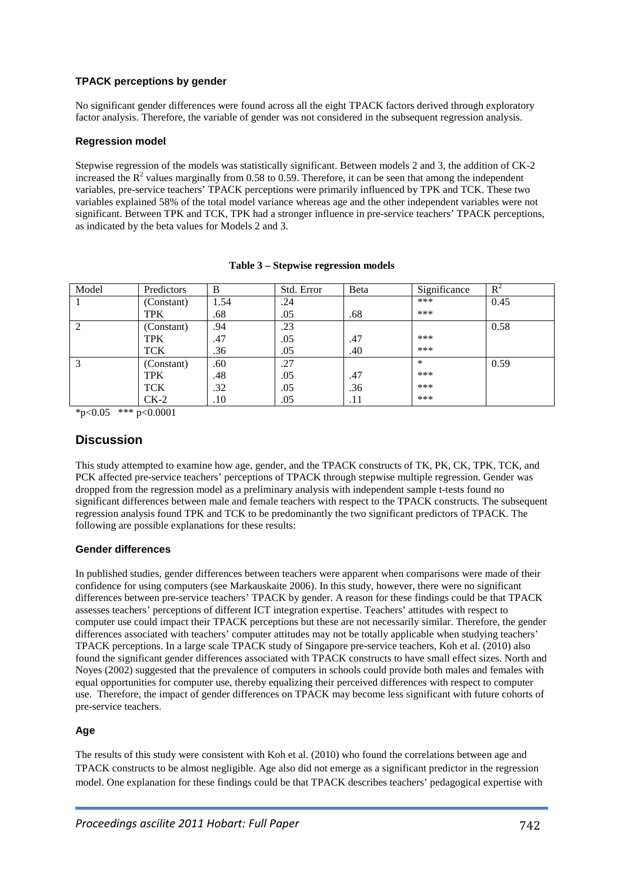### TPACK perceptions by gender

No significant gender differences were found across all the eight TPACK factors derived through exploratory factor analysis. Therefore, the variable of gender was not considered in the subsequent regression analysis.

### Regression model

Stepwise regression of the models was statistically significant. Between models 2 and 3, the addition of CK-2 increased the $R^2$ values marginally from 0.58 to 0.59. Therefore, it can be seen that among the independent variables, pre-service teachers' TPACK perceptions were primarily influenced by TPK and TCK. These two variables explained 58% of the total model variance whereas age and the other independent variables were not significant. Between TPK and TCK, TPK had a stronger influence in pre-service teachers' TPACK perceptions, as indicated by the beta values for Models 2 and 3.

**Table 3 – Stepwise regression models**

| Model | Predictors | B | Std. Error | Beta | Significance | $R^2$ |
|---|---|---|---|---|---|---|
| 1 | (Constant) | 1.54 | .24 | | *** | 0.45 |
| | TPK | .68 | .05 | .68 | *** | |
| 2 | (Constant) | .94 | .23 | | | 0.58 |
| | TPK | .47 | .05 | .47 | *** | |
| | TCK | .36 | .05 | .40 | *** | |
| 3 | (Constant) | .60 | .27 | | * | 0.59 |
| | TPK | .48 | .05 | .47 | *** | |
| | TCK | .32 | .05 | .36 | *** | |
| | CK-2 | .10 | .05 | .11 | *** | |

*$p<0.05$ *** $p<0.0001$

## Discussion

This study attempted to examine how age, gender, and the TPACK constructs of TK, PK, CK, TPK, TCK, and PCK affected pre-service teachers' perceptions of TPACK through stepwise multiple regression. Gender was dropped from the regression model as a preliminary analysis with independent sample t-tests found no significant differences between male and female teachers with respect to the TPACK constructs. The subsequent regression analysis found TPK and TCK to be predominantly the two significant predictors of TPACK. The following are possible explanations for these results:

### Gender differences

In published studies, gender differences between teachers were apparent when comparisons were made of their confidence for using computers (see Markauskaite 2006). In this study, however, there were no significant differences between pre-service teachers' TPACK by gender. A reason for these findings could be that TPACK assesses teachers' perceptions of different ICT integration expertise. Teachers' attitudes with respect to computer use could impact their TPACK perceptions but these are not necessarily similar. Therefore, the gender differences associated with teachers' computer attitudes may not be totally applicable when studying teachers' TPACK perceptions. In a large scale TPACK study of Singapore pre-service teachers, Koh et al. (2010) also found the significant gender differences associated with TPACK constructs to have small effect sizes. North and Noyes (2002) suggested that the prevalence of computers in schools could provide both males and females with equal opportunities for computer use, thereby equalizing their perceived differences with respect to computer use. Therefore, the impact of gender differences on TPACK may become less significant with future cohorts of pre-service teachers.

### Age

The results of this study were consistent with Koh et al. (2010) who found the correlations between age and TPACK constructs to be almost negligible. Age also did not emerge as a significant predictor in the regression model. One explanation for these findings could be that TPACK describes teachers' pedagogical expertise with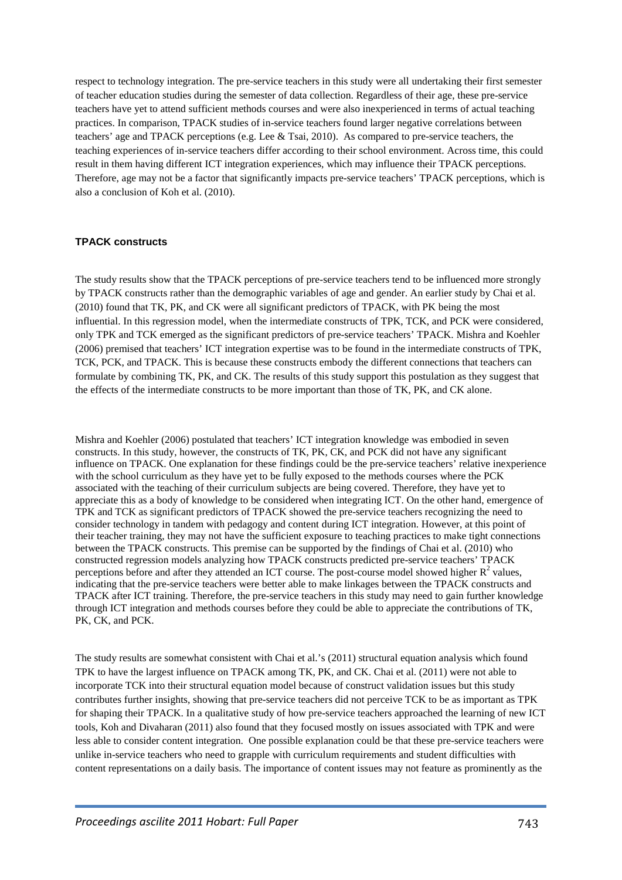respect to technology integration. The pre-service teachers in this study were all undertaking their first semester of teacher education studies during the semester of data collection. Regardless of their age, these pre-service teachers have yet to attend sufficient methods courses and were also inexperienced in terms of actual teaching practices. In comparison, TPACK studies of in-service teachers found larger negative correlations between teachers' age and TPACK perceptions (e.g. Lee & Tsai, 2010). As compared to pre-service teachers, the teaching experiences of in-service teachers differ according to their school environment. Across time, this could result in them having different ICT integration experiences, which may influence their TPACK perceptions. Therefore, age may not be a factor that significantly impacts pre-service teachers' TPACK perceptions, which is also a conclusion of Koh et al. (2010).

### TPACK constructs

The study results show that the TPACK perceptions of pre-service teachers tend to be influenced more strongly by TPACK constructs rather than the demographic variables of age and gender. An earlier study by Chai et al. (2010) found that TK, PK, and CK were all significant predictors of TPACK, with PK being the most influential. In this regression model, when the intermediate constructs of TPK, TCK, and PCK were considered, only TPK and TCK emerged as the significant predictors of pre-service teachers' TPACK. Mishra and Koehler (2006) premised that teachers' ICT integration expertise was to be found in the intermediate constructs of TPK, TCK, PCK, and TPACK. This is because these constructs embody the different connections that teachers can formulate by combining TK, PK, and CK. The results of this study support this postulation as they suggest that the effects of the intermediate constructs to be more important than those of TK, PK, and CK alone.

Mishra and Koehler (2006) postulated that teachers' ICT integration knowledge was embodied in seven constructs. In this study, however, the constructs of TK, PK, CK, and PCK did not have any significant influence on TPACK. One explanation for these findings could be the pre-service teachers' relative inexperience with the school curriculum as they have yet to be fully exposed to the methods courses where the PCK associated with the teaching of their curriculum subjects are being covered. Therefore, they have yet to appreciate this as a body of knowledge to be considered when integrating ICT. On the other hand, emergence of TPK and TCK as significant predictors of TPACK showed the pre-service teachers recognizing the need to consider technology in tandem with pedagogy and content during ICT integration. However, at this point of their teacher training, they may not have the sufficient exposure to teaching practices to make tight connections between the TPACK constructs. This premise can be supported by the findings of Chai et al. (2010) who constructed regression models analyzing how TPACK constructs predicted pre-service teachers' TPACK perceptions before and after they attended an ICT course. The post-course model showed higher $R^2$ values, indicating that the pre-service teachers were better able to make linkages between the TPACK constructs and TPACK after ICT training. Therefore, the pre-service teachers in this study may need to gain further knowledge through ICT integration and methods courses before they could be able to appreciate the contributions of TK, PK, CK, and PCK.

The study results are somewhat consistent with Chai et al.'s (2011) structural equation analysis which found TPK to have the largest influence on TPACK among TK, PK, and CK. Chai et al. (2011) were not able to incorporate TCK into their structural equation model because of construct validation issues but this study contributes further insights, showing that pre-service teachers did not perceive TCK to be as important as TPK for shaping their TPACK. In a qualitative study of how pre-service teachers approached the learning of new ICT tools, Koh and Divaharan (2011) also found that they focused mostly on issues associated with TPK and were less able to consider content integration. One possible explanation could be that these pre-service teachers were unlike in-service teachers who need to grapple with curriculum requirements and student difficulties with content representations on a daily basis. The importance of content issues may not feature as prominently as the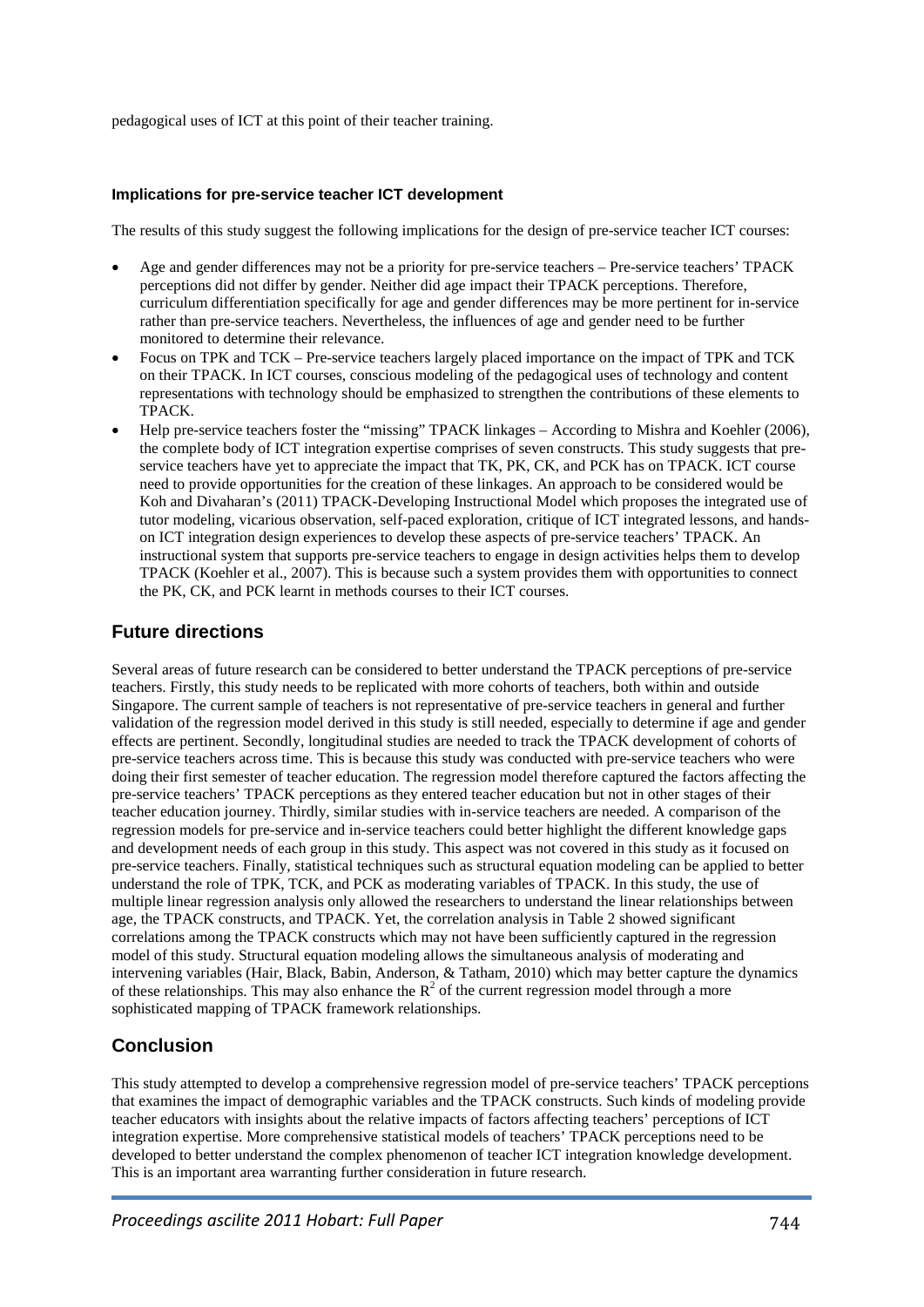pedagogical uses of ICT at this point of their teacher training.

#### Implications for pre-service teacher ICT development

The results of this study suggest the following implications for the design of pre-service teacher ICT courses:

- Age and gender differences may not be a priority for pre-service teachers – Pre-service teachers' TPACK perceptions did not differ by gender. Neither did age impact their TPACK perceptions. Therefore, curriculum differentiation specifically for age and gender differences may be more pertinent for in-service rather than pre-service teachers. Nevertheless, the influences of age and gender need to be further monitored to determine their relevance.
- Focus on TPK and TCK – Pre-service teachers largely placed importance on the impact of TPK and TCK on their TPACK. In ICT courses, conscious modeling of the pedagogical uses of technology and content representations with technology should be emphasized to strengthen the contributions of these elements to TPACK.
- Help pre-service teachers foster the "missing" TPACK linkages – According to Mishra and Koehler (2006), the complete body of ICT integration expertise comprises of seven constructs. This study suggests that pre-service teachers have yet to appreciate the impact that TK, PK, CK, and PCK has on TPACK. ICT course need to provide opportunities for the creation of these linkages. An approach to be considered would be Koh and Divaharan's (2011) TPACK-Developing Instructional Model which proposes the integrated use of tutor modeling, vicarious observation, self-paced exploration, critique of ICT integrated lessons, and hands-on ICT integration design experiences to develop these aspects of pre-service teachers' TPACK. An instructional system that supports pre-service teachers to engage in design activities helps them to develop TPACK (Koehler et al., 2007). This is because such a system provides them with opportunities to connect the PK, CK, and PCK learnt in methods courses to their ICT courses.

## Future directions

Several areas of future research can be considered to better understand the TPACK perceptions of pre-service teachers. Firstly, this study needs to be replicated with more cohorts of teachers, both within and outside Singapore. The current sample of teachers is not representative of pre-service teachers in general and further validation of the regression model derived in this study is still needed, especially to determine if age and gender effects are pertinent. Secondly, longitudinal studies are needed to track the TPACK development of cohorts of pre-service teachers across time. This is because this study was conducted with pre-service teachers who were doing their first semester of teacher education. The regression model therefore captured the factors affecting the pre-service teachers' TPACK perceptions as they entered teacher education but not in other stages of their teacher education journey. Thirdly, similar studies with in-service teachers are needed. A comparison of the regression models for pre-service and in-service teachers could better highlight the different knowledge gaps and development needs of each group in this study. This aspect was not covered in this study as it focused on pre-service teachers. Finally, statistical techniques such as structural equation modeling can be applied to better understand the role of TPK, TCK, and PCK as moderating variables of TPACK. In this study, the use of multiple linear regression analysis only allowed the researchers to understand the linear relationships between age, the TPACK constructs, and TPACK. Yet, the correlation analysis in Table 2 showed significant correlations among the TPACK constructs which may not have been sufficiently captured in the regression model of this study. Structural equation modeling allows the simultaneous analysis of moderating and intervening variables (Hair, Black, Babin, Anderson, & Tatham, 2010) which may better capture the dynamics of these relationships. This may also enhance the $R^2$ of the current regression model through a more sophisticated mapping of TPACK framework relationships.

## Conclusion

This study attempted to develop a comprehensive regression model of pre-service teachers' TPACK perceptions that examines the impact of demographic variables and the TPACK constructs. Such kinds of modeling provide teacher educators with insights about the relative impacts of factors affecting teachers' perceptions of ICT integration expertise. More comprehensive statistical models of teachers' TPACK perceptions need to be developed to better understand the complex phenomenon of teacher ICT integration knowledge development. This is an important area warranting further consideration in future research.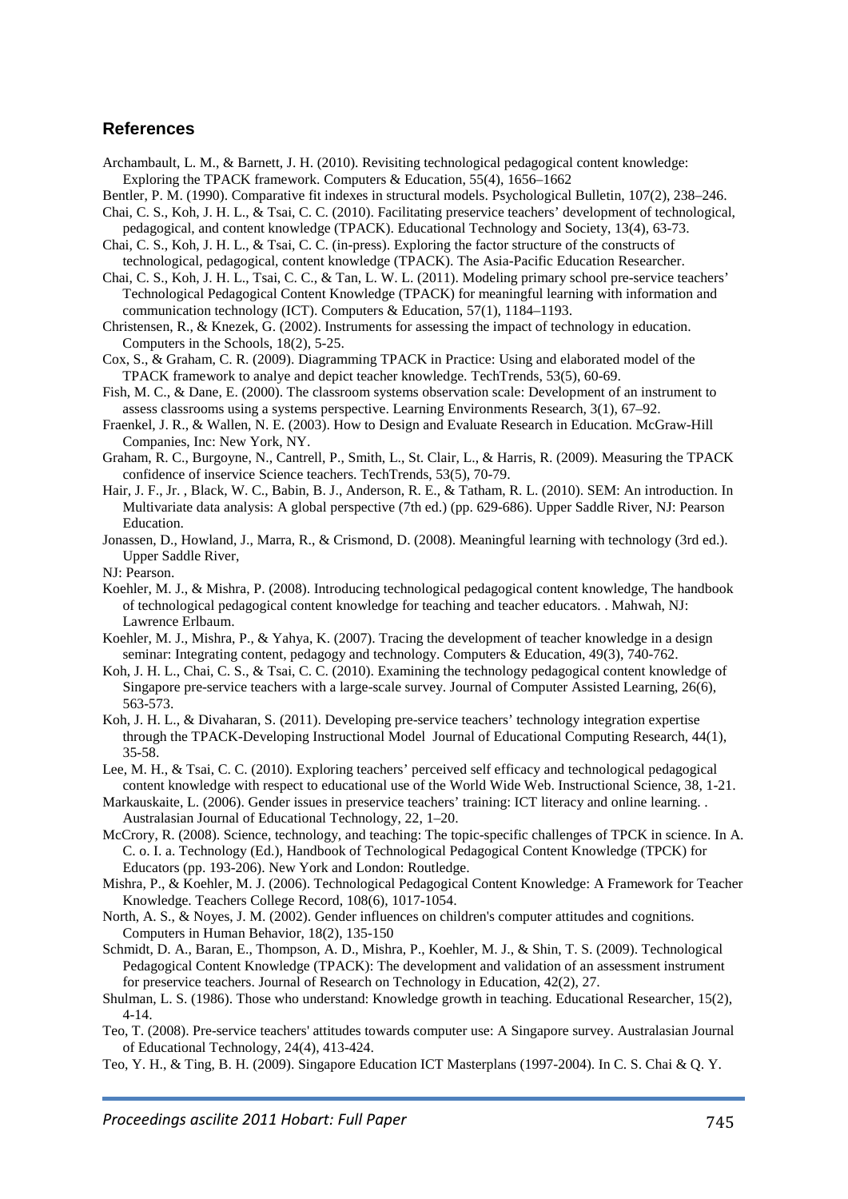## References

Archambault, L. M., & Barnett, J. H. (2010). Revisiting technological pedagogical content knowledge: Exploring the TPACK framework. Computers & Education, 55(4), 1656–1662

Bentler, P. M. (1990). Comparative fit indexes in structural models. Psychological Bulletin, 107(2), 238–246.

Chai, C. S., Koh, J. H. L., & Tsai, C. C. (2010). Facilitating preservice teachers' development of technological, pedagogical, and content knowledge (TPACK). Educational Technology and Society, 13(4), 63-73.

Chai, C. S., Koh, J. H. L., & Tsai, C. C. (in-press). Exploring the factor structure of the constructs of technological, pedagogical, content knowledge (TPACK). The Asia-Pacific Education Researcher.

Chai, C. S., Koh, J. H. L., Tsai, C. C., & Tan, L. W. L. (2011). Modeling primary school pre-service teachers' Technological Pedagogical Content Knowledge (TPACK) for meaningful learning with information and communication technology (ICT). Computers & Education, 57(1), 1184–1193.

Christensen, R., & Knezek, G. (2002). Instruments for assessing the impact of technology in education. Computers in the Schools, 18(2), 5-25.

Cox, S., & Graham, C. R. (2009). Diagramming TPACK in Practice: Using and elaborated model of the TPACK framework to analye and depict teacher knowledge. TechTrends, 53(5), 60-69.

Fish, M. C., & Dane, E. (2000). The classroom systems observation scale: Development of an instrument to assess classrooms using a systems perspective. Learning Environments Research, 3(1), 67–92.

Fraenkel, J. R., & Wallen, N. E. (2003). How to Design and Evaluate Research in Education. McGraw-Hill Companies, Inc: New York, NY.

Graham, R. C., Burgoyne, N., Cantrell, P., Smith, L., St. Clair, L., & Harris, R. (2009). Measuring the TPACK confidence of inservice Science teachers. TechTrends, 53(5), 70-79.

Hair, J. F., Jr. , Black, W. C., Babin, B. J., Anderson, R. E., & Tatham, R. L. (2010). SEM: An introduction. In Multivariate data analysis: A global perspective (7th ed.) (pp. 629-686). Upper Saddle River, NJ: Pearson Education.

Jonassen, D., Howland, J., Marra, R., & Crismond, D. (2008). Meaningful learning with technology (3rd ed.). Upper Saddle River,

NJ: Pearson.

Koehler, M. J., & Mishra, P. (2008). Introducing technological pedagogical content knowledge, The handbook of technological pedagogical content knowledge for teaching and teacher educators. . Mahwah, NJ: Lawrence Erlbaum.

Koehler, M. J., Mishra, P., & Yahya, K. (2007). Tracing the development of teacher knowledge in a design seminar: Integrating content, pedagogy and technology. Computers & Education, 49(3), 740-762.

Koh, J. H. L., Chai, C. S., & Tsai, C. C. (2010). Examining the technology pedagogical content knowledge of Singapore pre-service teachers with a large-scale survey. Journal of Computer Assisted Learning, 26(6), 563-573.

Koh, J. H. L., & Divaharan, S. (2011). Developing pre-service teachers' technology integration expertise through the TPACK-Developing Instructional Model Journal of Educational Computing Research, 44(1), 35-58.

Lee, M. H., & Tsai, C. C. (2010). Exploring teachers' perceived self efficacy and technological pedagogical content knowledge with respect to educational use of the World Wide Web. Instructional Science, 38, 1-21.

Markauskaite, L. (2006). Gender issues in preservice teachers' training: ICT literacy and online learning. . Australasian Journal of Educational Technology, 22, 1–20.

McCrory, R. (2008). Science, technology, and teaching: The topic-specific challenges of TPCK in science. In A. C. o. I. a. Technology (Ed.), Handbook of Technological Pedagogical Content Knowledge (TPCK) for Educators (pp. 193-206). New York and London: Routledge.

Mishra, P., & Koehler, M. J. (2006). Technological Pedagogical Content Knowledge: A Framework for Teacher Knowledge. Teachers College Record, 108(6), 1017-1054.

North, A. S., & Noyes, J. M. (2002). Gender influences on children's computer attitudes and cognitions. Computers in Human Behavior, 18(2), 135-150

Schmidt, D. A., Baran, E., Thompson, A. D., Mishra, P., Koehler, M. J., & Shin, T. S. (2009). Technological Pedagogical Content Knowledge (TPACK): The development and validation of an assessment instrument for preservice teachers. Journal of Research on Technology in Education, 42(2), 27.

Shulman, L. S. (1986). Those who understand: Knowledge growth in teaching. Educational Researcher, 15(2), 4-14.

Teo, T. (2008). Pre-service teachers' attitudes towards computer use: A Singapore survey. Australasian Journal of Educational Technology, 24(4), 413-424.

Teo, Y. H., & Ting, B. H. (2009). Singapore Education ICT Masterplans (1997-2004). In C. S. Chai & Q. Y.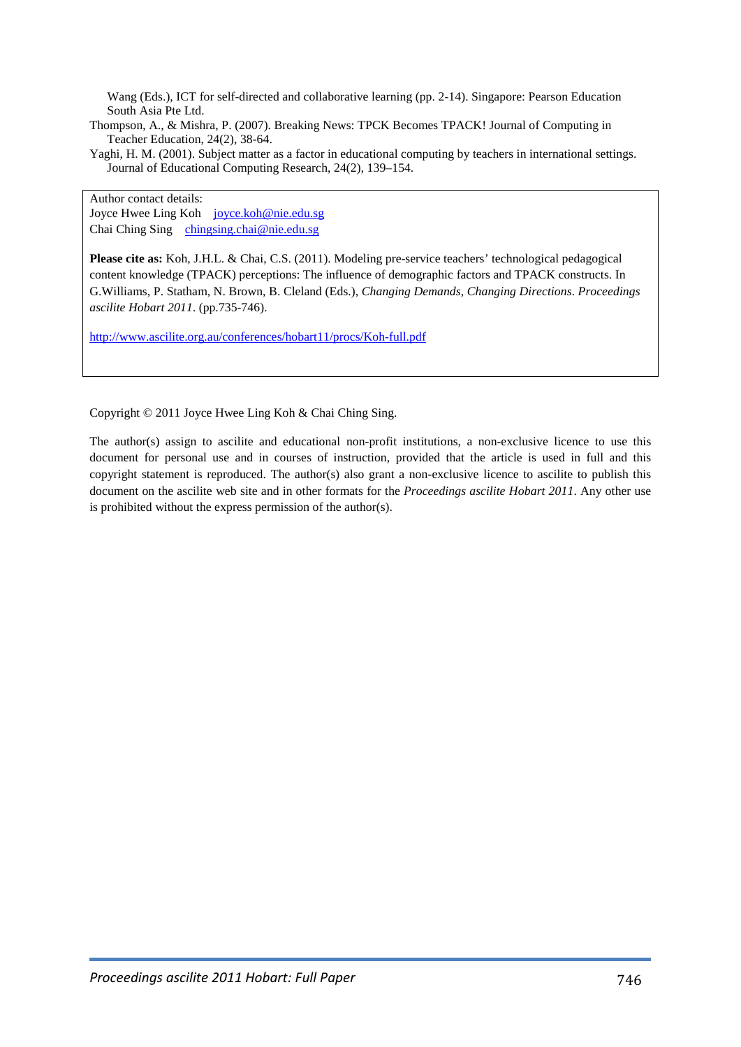Wang (Eds.), ICT for self-directed and collaborative learning (pp. 2-14). Singapore: Pearson Education South Asia Pte Ltd.

Thompson, A., & Mishra, P. (2007). Breaking News: TPCK Becomes TPACK! Journal of Computing in Teacher Education, 24(2), 38-64.

Yaghi, H. M. (2001). Subject matter as a factor in educational computing by teachers in international settings. Journal of Educational Computing Research, 24(2), 139–154.

Author contact details:
Joyce Hwee Ling Koh  joyce.koh@nie.edu.sg
Chai Ching Sing  chingsing.chai@nie.edu.sg

**Please cite as:** Koh, J.H.L. & Chai, C.S. (2011). Modeling pre-service teachers' technological pedagogical content knowledge (TPACK) perceptions: The influence of demographic factors and TPACK constructs. In G.Williams, P. Statham, N. Brown, B. Cleland (Eds.), *Changing Demands, Changing Directions. Proceedings ascilite Hobart 2011*. (pp.735-746).

http://www.ascilite.org.au/conferences/hobart11/procs/Koh-full.pdf

Copyright © 2011 Joyce Hwee Ling Koh & Chai Ching Sing.

The author(s) assign to ascilite and educational non-profit institutions, a non-exclusive licence to use this document for personal use and in courses of instruction, provided that the article is used in full and this copyright statement is reproduced. The author(s) also grant a non-exclusive licence to ascilite to publish this document on the ascilite web site and in other formats for the *Proceedings ascilite Hobart 2011*. Any other use is prohibited without the express permission of the author(s).